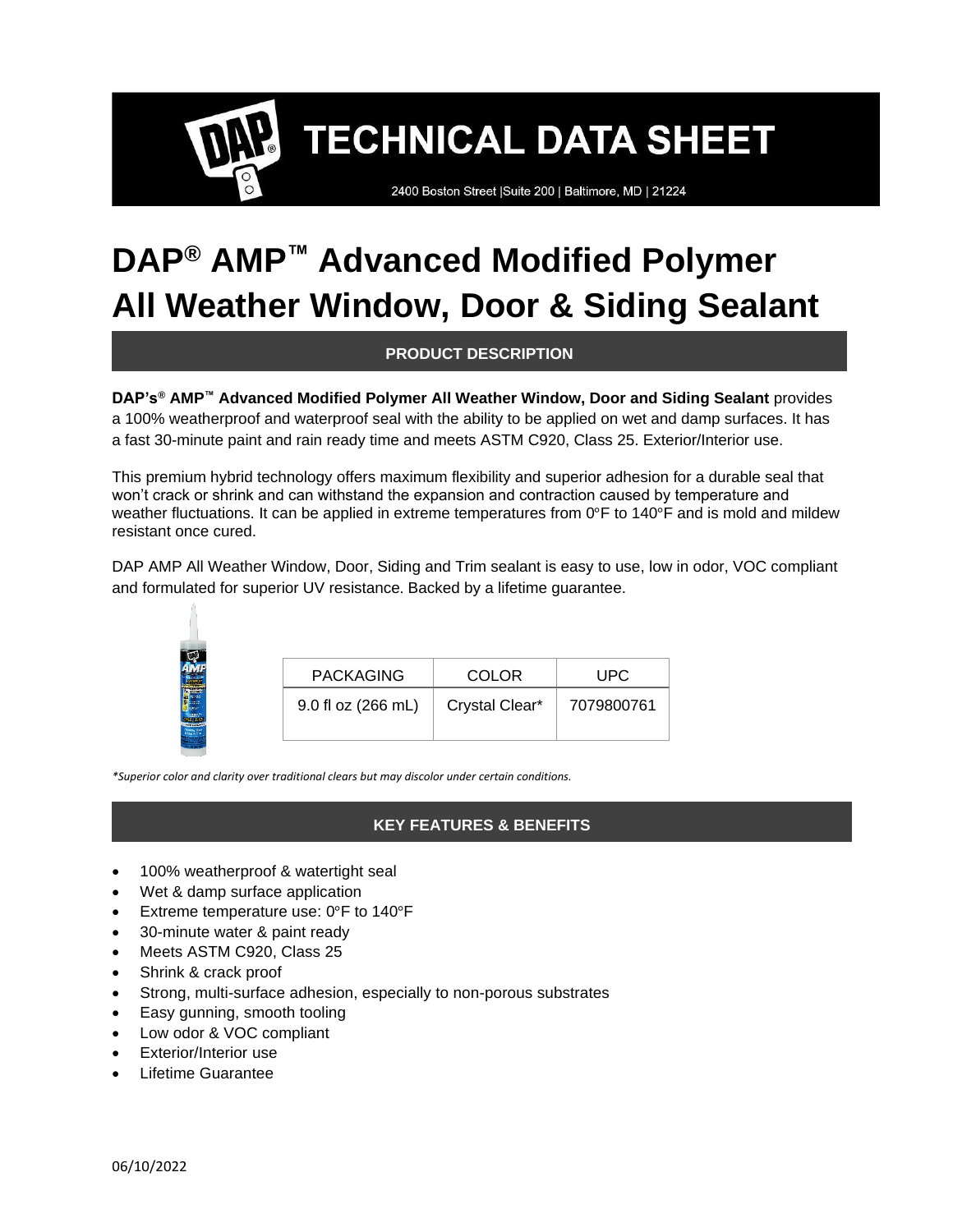# TECHNICAL DATA SHEET

2400 Boston Street |Suite 200 | Baltimore, MD | 21224

# DAP® AMP™ Advanced Modified Polymer All Weather Window, Door & Siding Sealant

## PRODUCT DESCRIPTION

**DAP's® AMP™ Advanced Modified Polymer All Weather Window, Door and Siding Sealant** provides a 100% weatherproof and waterproof seal with the ability to be applied on wet and damp surfaces. It has a fast 30-minute paint and rain ready time and meets ASTM C920, Class 25. Exterior/Interior use.

This premium hybrid technology offers maximum flexibility and superior adhesion for a durable seal that won't crack or shrink and can withstand the expansion and contraction caused by temperature and weather fluctuations. It can be applied in extreme temperatures from 0°F to 140°F and is mold and mildew resistant once cured.

DAP AMP All Weather Window, Door, Siding and Trim sealant is easy to use, low in odor, VOC compliant and formulated for superior UV resistance. Backed by a lifetime guarantee.

| PACKAGING | COLOR | UPC |
| --- | --- | --- |
| 9.0 fl oz (266 mL) | Crystal Clear* | 7079800761 |

*\*Superior color and clarity over traditional clears but may discolor under certain conditions.*

## KEY FEATURES & BENEFITS

- 100% weatherproof & watertight seal
- Wet & damp surface application
- Extreme temperature use: 0°F to 140°F
- 30-minute water & paint ready
- Meets ASTM C920, Class 25
- Shrink & crack proof
- Strong, multi-surface adhesion, especially to non-porous substrates
- Easy gunning, smooth tooling
- Low odor & VOC compliant
- Exterior/Interior use
- Lifetime Guarantee

06/10/2022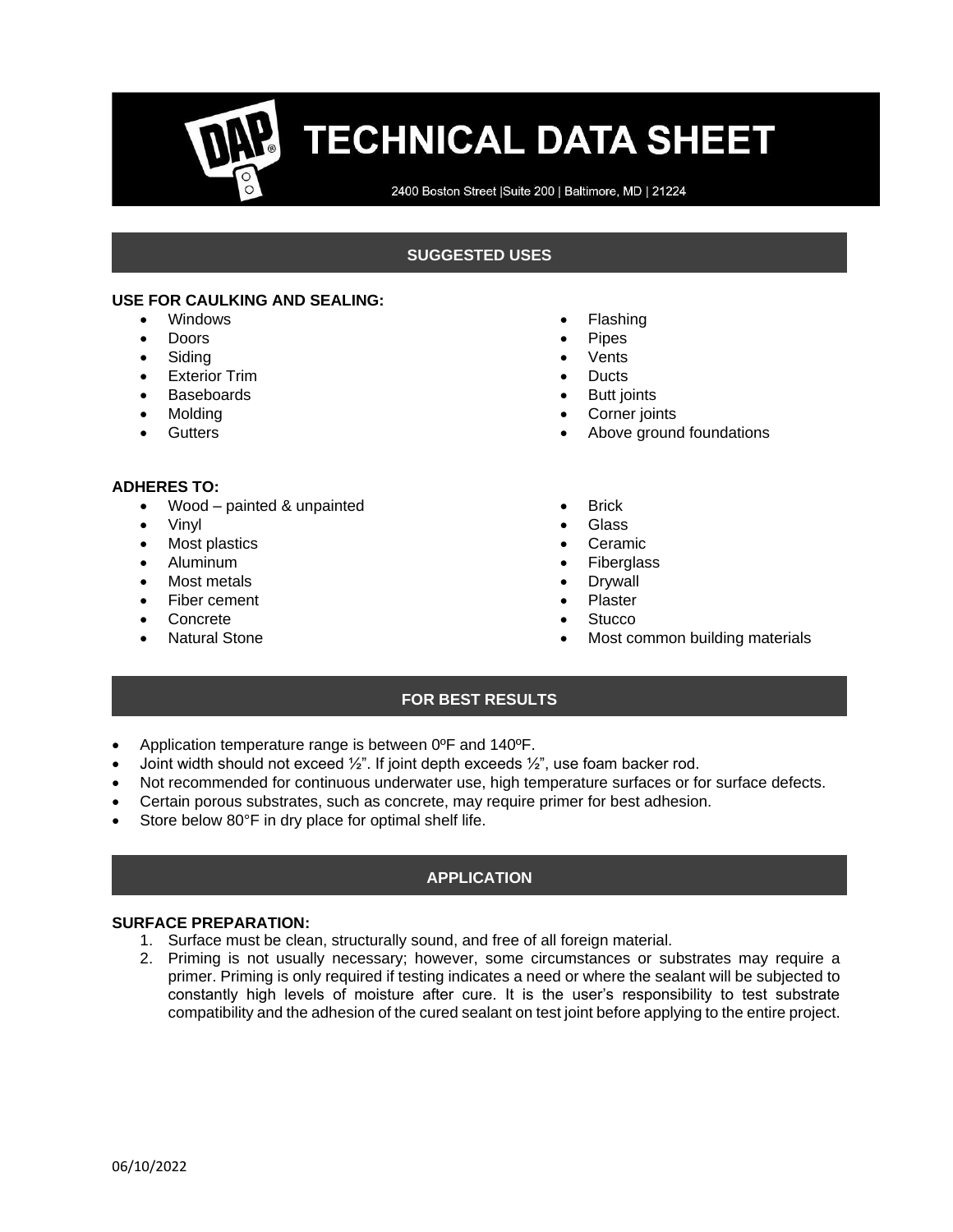# TECHNICAL DATA SHEET

2400 Boston Street |Suite 200 | Baltimore, MD | 21224

## SUGGESTED USES

**USE FOR CAULKING AND SEALING:**

- Windows
- Doors
- Siding
- Exterior Trim
- Baseboards
- Molding
- Gutters
- Flashing
- Pipes
- Vents
- Ducts
- Butt joints
- Corner joints
- Above ground foundations

**ADHERES TO:**

- Wood – painted & unpainted
- Vinyl
- Most plastics
- Aluminum
- Most metals
- Fiber cement
- Concrete
- Natural Stone
- Brick
- Glass
- Ceramic
- Fiberglass
- Drywall
- Plaster
- Stucco
- Most common building materials

## FOR BEST RESULTS

- Application temperature range is between 0ºF and 140ºF.
- Joint width should not exceed ½". If joint depth exceeds ½", use foam backer rod.
- Not recommended for continuous underwater use, high temperature surfaces or for surface defects.
- Certain porous substrates, such as concrete, may require primer for best adhesion.
- Store below 80°F in dry place for optimal shelf life.

## APPLICATION

**SURFACE PREPARATION:**

1. Surface must be clean, structurally sound, and free of all foreign material.
2. Priming is not usually necessary; however, some circumstances or substrates may require a primer. Priming is only required if testing indicates a need or where the sealant will be subjected to constantly high levels of moisture after cure. It is the user's responsibility to test substrate compatibility and the adhesion of the cured sealant on test joint before applying to the entire project.

06/10/2022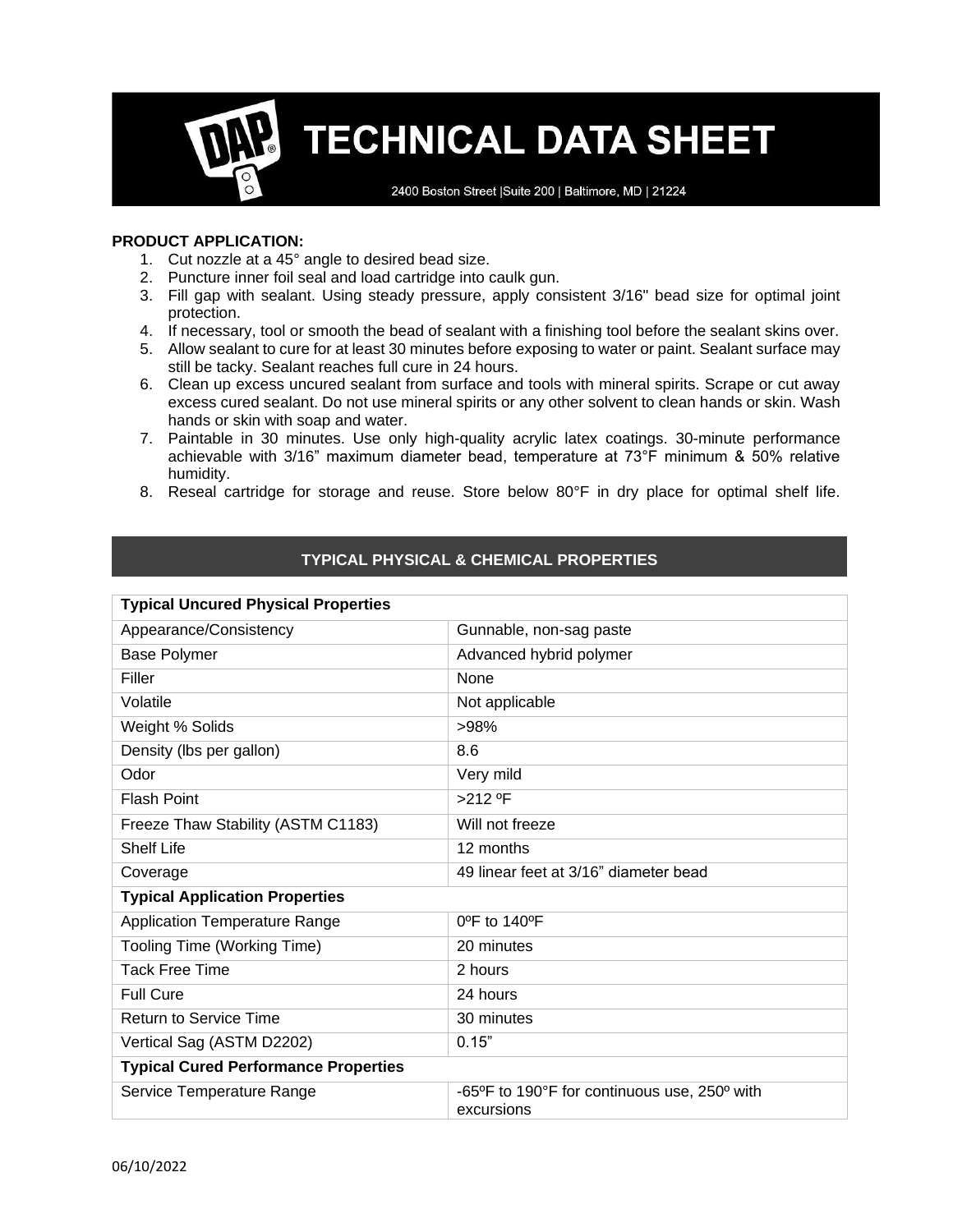# TECHNICAL DATA SHEET

2400 Boston Street |Suite 200 | Baltimore, MD | 21224

**PRODUCT APPLICATION:**

1. Cut nozzle at a 45° angle to desired bead size.
2. Puncture inner foil seal and load cartridge into caulk gun.
3. Fill gap with sealant. Using steady pressure, apply consistent 3/16" bead size for optimal joint protection.
4. If necessary, tool or smooth the bead of sealant with a finishing tool before the sealant skins over.
5. Allow sealant to cure for at least 30 minutes before exposing to water or paint. Sealant surface may still be tacky. Sealant reaches full cure in 24 hours.
6. Clean up excess uncured sealant from surface and tools with mineral spirits. Scrape or cut away excess cured sealant. Do not use mineral spirits or any other solvent to clean hands or skin. Wash hands or skin with soap and water.
7. Paintable in 30 minutes. Use only high-quality acrylic latex coatings. 30-minute performance achievable with 3/16" maximum diameter bead, temperature at 73°F minimum & 50% relative humidity.
8. Reseal cartridge for storage and reuse. Store below 80°F in dry place for optimal shelf life.

## TYPICAL PHYSICAL & CHEMICAL PROPERTIES

| **Typical Uncured Physical Properties** | |
|---|---|
| Appearance/Consistency | Gunnable, non-sag paste |
| Base Polymer | Advanced hybrid polymer |
| Filler | None |
| Volatile | Not applicable |
| Weight % Solids | >98% |
| Density (lbs per gallon) | 8.6 |
| Odor | Very mild |
| Flash Point | >212 ºF |
| Freeze Thaw Stability (ASTM C1183) | Will not freeze |
| Shelf Life | 12 months |
| Coverage | 49 linear feet at 3/16" diameter bead |
| **Typical Application Properties** | |
| Application Temperature Range | 0ºF to 140ºF |
| Tooling Time (Working Time) | 20 minutes |
| Tack Free Time | 2 hours |
| Full Cure | 24 hours |
| Return to Service Time | 30 minutes |
| Vertical Sag (ASTM D2202) | 0.15" |
| **Typical Cured Performance Properties** | |
| Service Temperature Range | -65ºF to 190°F for continuous use, 250º with excursions |

06/10/2022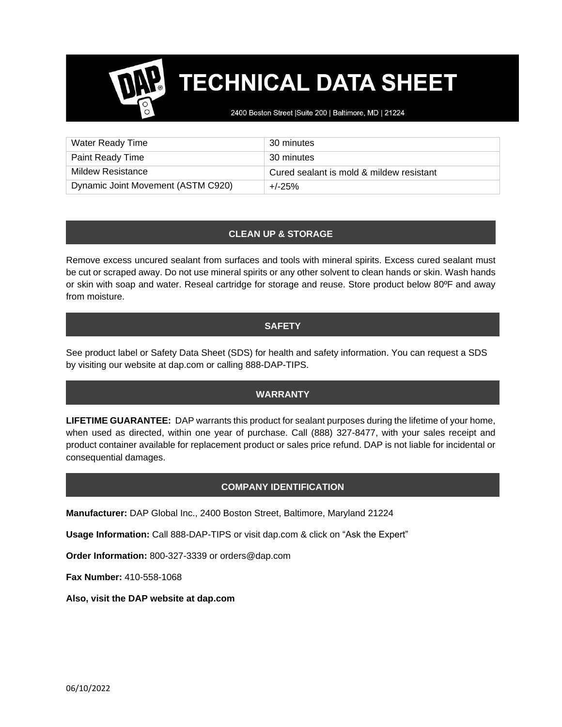| | |
|---|---|
| Water Ready Time | 30 minutes |
| Paint Ready Time | 30 minutes |
| Mildew Resistance | Cured sealant is mold & mildew resistant |
| Dynamic Joint Movement (ASTM C920) | +/-25% |

## CLEAN UP & STORAGE

Remove excess uncured sealant from surfaces and tools with mineral spirits. Excess cured sealant must be cut or scraped away. Do not use mineral spirits or any other solvent to clean hands or skin. Wash hands or skin with soap and water. Reseal cartridge for storage and reuse. Store product below 80ºF and away from moisture.

## SAFETY

See product label or Safety Data Sheet (SDS) for health and safety information. You can request a SDS by visiting our website at dap.com or calling 888-DAP-TIPS.

## WARRANTY

**LIFETIME GUARANTEE:** DAP warrants this product for sealant purposes during the lifetime of your home, when used as directed, within one year of purchase. Call (888) 327-8477, with your sales receipt and product container available for replacement product or sales price refund. DAP is not liable for incidental or consequential damages.

## COMPANY IDENTIFICATION

**Manufacturer:** DAP Global Inc., 2400 Boston Street, Baltimore, Maryland 21224

**Usage Information:** Call 888-DAP-TIPS or visit dap.com & click on "Ask the Expert"

**Order Information:** 800-327-3339 or orders@dap.com

**Fax Number:** 410-558-1068

**Also, visit the DAP website at dap.com**

06/10/2022